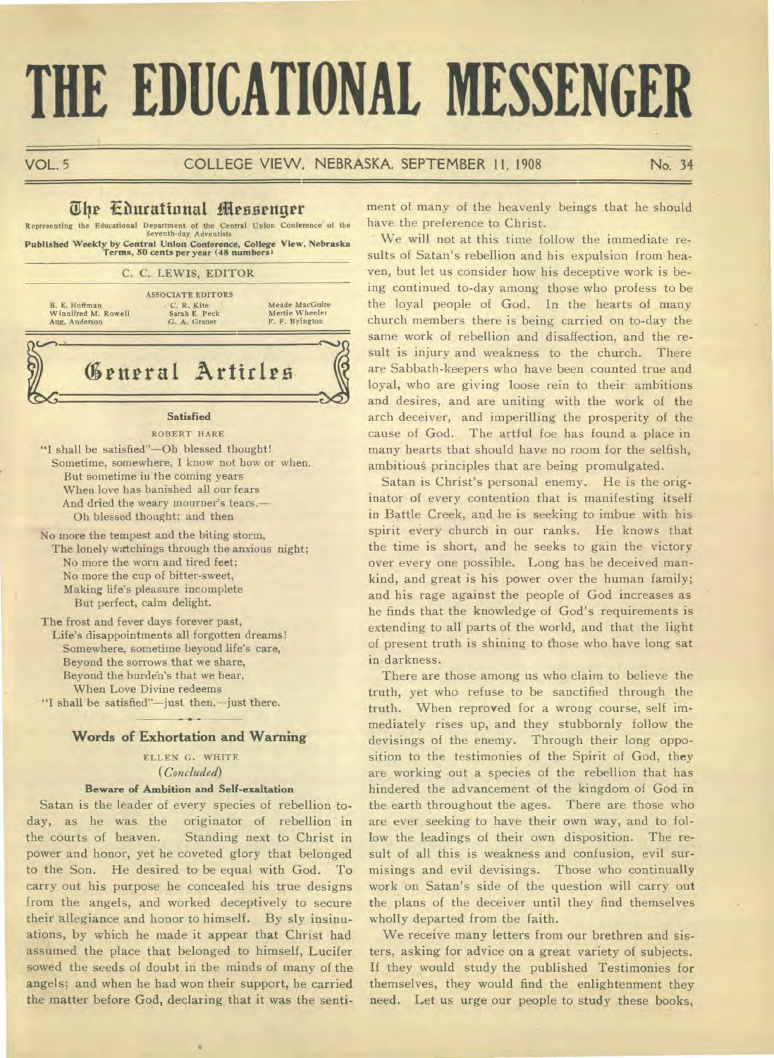# THE EDUCATIONAL MESSENGER

VOL. 5 — COLLEGE VIEW, NEBRASKA, SEPTEMBER 11, 1908 — No. 34

## The Educational Messenger

Representing the Educational Department of the Central Union Conference of the Seventh-day Adventists

**Published Weekly by Central Union Conference, College View, Nebraska Terms, 50 cents per year (48 numbers)**

C. C. LEWIS, EDITOR

ASSOCIATE EDITORS

| | | |
|---|---|---|
| B. E. Huffman | C. R. Kite | Meade MacGuire |
| Winnifred M. Rowell | Sarah E. Peck | Mertie Wheeler |
| Aug. Anderson | G. A. Grauer | F. F. Byington |

## General Articles

### Satisfied

ROBERT HARE

"I shall be satisfied"—Oh blessed thought!
Sometime, somewhere, I know not how or when.
But sometime in the coming years
When love has banished all our fears
And dried the weary mourner's tears.—
Oh blessed thought; and then

No more the tempest and the biting storm,
The lonely watchings through the anxious night;
No more the worn and tired feet;
No more the cup of bitter-sweet,
Making life's pleasure incomplete
But perfect, calm delight.

The frost and fever days forever past,
Life's disappointments all forgotten dreams!
Somewhere, sometime beyond life's care,
Beyond the sorrows that we share,
Beyond the burden's that we bear,
When Love Divine redeems
"I shall be satisfied"—just then,—just there.

### Words of Exhortation and Warning

ELLEN G. WHITE

*(Concluded)*

#### Beware of Ambition and Self-exaltation

Satan is the leader of every species of rebellion to-day, as he was the originator of rebellion in the courts of heaven. Standing next to Christ in power and honor, yet he coveted glory that belonged to the Son. He desired to be equal with God. To carry out his purpose he concealed his true designs from the angels, and worked deceptively to secure their allegiance and honor to himself. By sly insinuations, by which he made it appear that Christ had assumed the place that belonged to himself, Lucifer sowed the seeds of doubt in the minds of many of the angels; and when he had won their support, he carried the matter before God, declaring that it was the sentiment of many of the heavenly beings that he should have the preference to Christ.

We will not at this time follow the immediate results of Satan's rebellion and his expulsion from heaven, but let us consider how his deceptive work is being continued to-day among those who profess to be the loyal people of God. In the hearts of many church members there is being carried on to-day the same work of rebellion and disaffection, and the result is injury and weakness to the church. There are Sabbath-keepers who have been counted true and loyal, who are giving loose rein to their ambitions and desires, and are uniting with the work of the arch deceiver, and imperilling the prosperity of the cause of God. The artful foe has found a place in many hearts that should have no room for the selfish, ambitious principles that are being promulgated.

Satan is Christ's personal enemy. He is the originator of every contention that is manifesting itself in Battle Creek, and he is seeking to imbue with his spirit every church in our ranks. He knows that the time is short, and he seeks to gain the victory over every one possible. Long has he deceived mankind, and great is his power over the human family; and his rage against the people of God increases as he finds that the knowledge of God's requirements is extending to all parts of the world, and that the light of present truth is shining to those who have long sat in darkness.

There are those among us who claim to believe the truth, yet who refuse to be sanctified through the truth. When reproved for a wrong course, self immediately rises up, and they stubbornly follow the devisings of the enemy. Through their long opposition to the testimonies of the Spirit of God, they are working out a species of the rebellion that has hindered the advancement of the kingdom of God in the earth throughout the ages. There are those who are ever seeking to have their own way, and to follow the leadings of their own disposition. The result of all this is weakness and confusion, evil surmisings and evil devisings. Those who continually work on Satan's side of the question will carry out the plans of the deceiver until they find themselves wholly departed from the faith.

We receive many letters from our brethren and sisters, asking for advice on a great variety of subjects. If they would study the published Testimonies for themselves, they would find the enlightenment they need. Let us urge our people to study these books,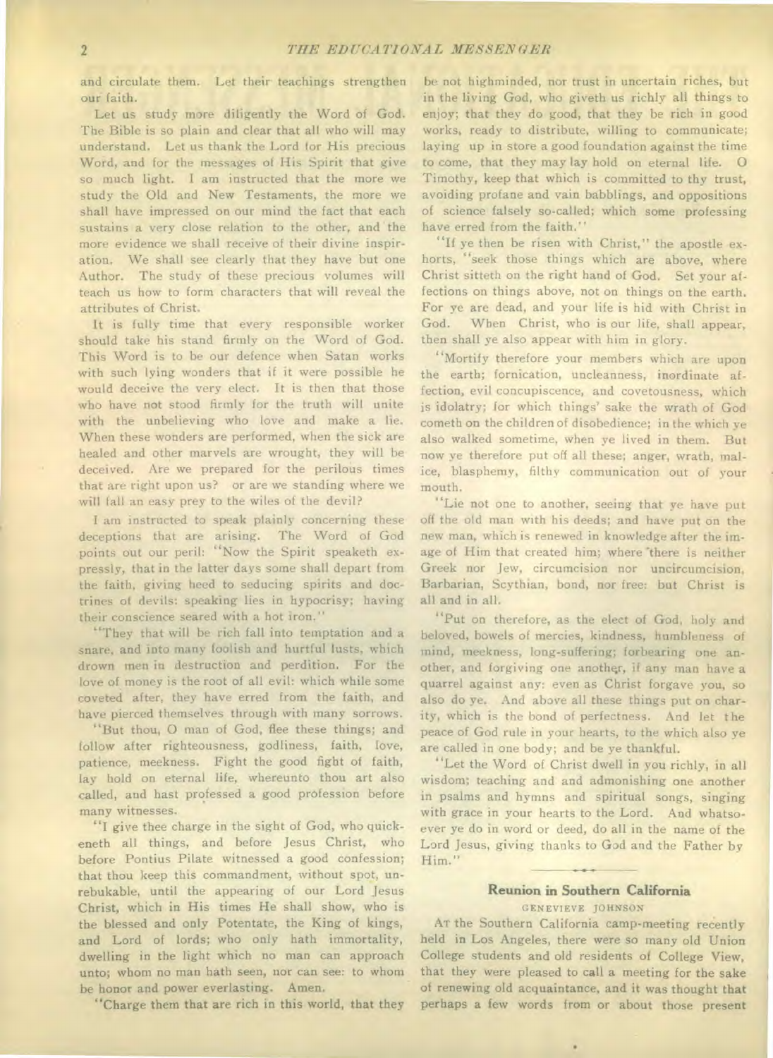and circulate them. Let their teachings strengthen our faith.

Let us study more diligently the Word of God. The Bible is so plain and clear that all who will may understand. Let us thank the Lord for His precious Word, and for the messages of His Spirit that give so much light. I am instructed that the more we study the Old and New Testaments, the more we shall have impressed on our mind the fact that each sustains a very close relation to the other, and the more evidence we shall receive of their divine inspiration. We shall see clearly that they have but one Author. The study of these precious volumes will teach us how to form characters that will reveal the attributes of Christ.

It is fully time that every responsible worker should take his stand firmly on the Word of God. This Word is to be our defence when Satan works with such lying wonders that if it were possible he would deceive the very elect. It is then that those who have not stood firmly for the truth will unite with the unbelieving who love and make a lie. When these wonders are performed, when the sick are healed and other marvels are wrought, they will be deceived. Are we prepared for the perilous times that are right upon us? or are we standing where we will fall an easy prey to the wiles of the devil?

I am instructed to speak plainly concerning these deceptions that are arising. The Word of God points out our peril: "Now the Spirit speaketh expressly, that in the latter days some shall depart from the faith, giving heed to seducing spirits and doctrines of devils: speaking lies in hypocrisy; having their conscience seared with a hot iron."

"They that will be rich fall into temptation and a snare, and into many foolish and hurtful lusts, which drown men in destruction and perdition. For the love of money is the root of all evil: which while some coveted after, they have erred from the faith, and have pierced themselves through with many sorrows.

"But thou, O man of God, flee these things; and follow after righteousness, godliness, faith, love, patience, meekness. Fight the good fight of faith, lay hold on eternal life, whereunto thou art also called, and hast professed a good profession before many witnesses.

"I give thee charge in the sight of God, who quickeneth all things, and before Jesus Christ, who before Pontius Pilate witnessed a good confession; that thou keep this commandment, without spot, unrebukable, until the appearing of our Lord Jesus Christ, which in His times He shall show, who is the blessed and only Potentate, the King of kings, and Lord of lords; who only hath immortality, dwelling in the light which no man can approach unto; whom no man hath seen, nor can see: to whom be honor and power everlasting. Amen.

"Charge them that are rich in this world, that they be not highminded, nor trust in uncertain riches, but in the living God, who giveth us richly all things to enjoy; that they do good, that they be rich in good works, ready to distribute, willing to communicate; laying up in store a good foundation against the time to come, that they may lay hold on eternal life. O Timothy, keep that which is committed to thy trust, avoiding profane and vain babblings, and oppositions of science falsely so-called; which some professing have erred from the faith."

"If ye then be risen with Christ," the apostle exhorts, "seek those things which are above, where Christ sitteth on the right hand of God. Set your affections on things above, not on things on the earth. For ye are dead, and your life is hid with Christ in God. When Christ, who is our life, shall appear, then shall ye also appear with him in glory.

"Mortify therefore your members which are upon the earth; fornication, uncleanness, inordinate affection, evil concupiscence, and covetousness, which is idolatry; for which things' sake the wrath of God cometh on the children of disobedience; in the which ye also walked sometime, when ye lived in them. But now ye therefore put off all these; anger, wrath, malice, blasphemy, filthy communication out of your mouth.

"Lie not one to another, seeing that ye have put off the old man with his deeds; and have put on the new man, which is renewed in knowledge after the image of Him that created him; where there is neither Greek nor Jew, circumcision nor uncircumcision, Barbarian, Scythian, bond, nor free: but Christ is all and in all.

"Put on therefore, as the elect of God, holy and beloved, bowels of mercies, kindness, humbleness of mind, meekness, long-suffering; forbearing one another, and forgiving one another, if any man have a quarrel against any: even as Christ forgave you, so also do ye. And above all these things put on charity, which is the bond of perfectness. And let the peace of God rule in your hearts, to the which also ye are called in one body; and be ye thankful.

"Let the Word of Christ dwell in you richly, in all wisdom; teaching and and admonishing one another in psalms and hymns and spiritual songs, singing with grace in your hearts to the Lord. And whatsoever ye do in word or deed, do all in the name of the Lord Jesus, giving thanks to God and the Father by Him."

## Reunion in Southern California

GENEVIEVE JOHNSON

At the Southern California camp-meeting recently held in Los Angeles, there were so many old Union College students and old residents of College View, that they were pleased to call a meeting for the sake of renewing old acquaintance, and it was thought that perhaps a few words from or about those present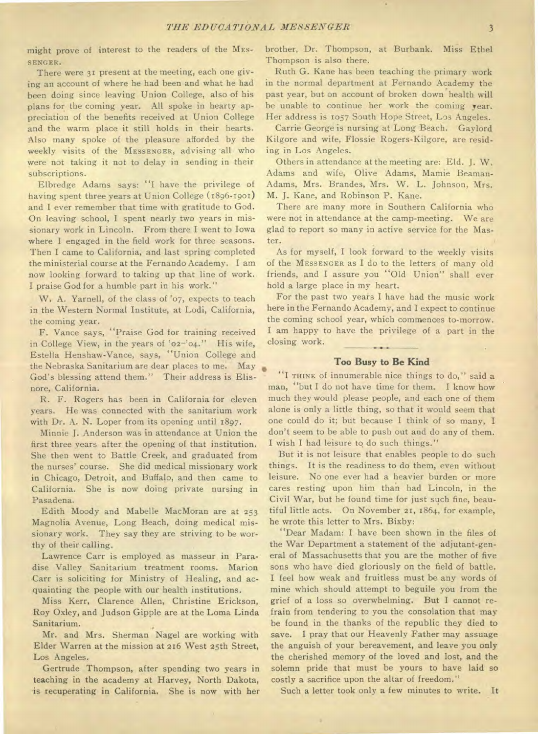might prove of interest to the readers of the MESSENGER.

There were 31 present at the meeting, each one giving an account of where he had been and what he had been doing since leaving Union College, also of his plans for the coming year. All spoke in hearty appreciation of the benefits received at Union College and the warm place it still holds in their hearts. Also many spoke of the pleasure afforded by the weekly visits of the MESSENGER, advising all who were not taking it not to delay in sending in their subscriptions.

Elbredge Adams says: "I have the privilege of having spent three years at Union College (1896-1901) and I ever remember that time with gratitude to God. On leaving school, I spent nearly two years in missionary work in Lincoln. From there I went to Iowa where I engaged in the field work for three seasons. Then I came to California, and last spring completed the ministerial course at the Fernando Academy. I am now looking forward to taking up that line of work. I praise God for a humble part in his work."

W. A. Yarnell, of the class of '07, expects to teach in the Western Normal Institute, at Lodi, California, the coming year.

F. Vance says, "Praise God for training received in College View, in the years of '02-'04." His wife, Estella Henshaw-Vance, says, "Union College and the Nebraska Sanitarium are dear places to me. May God's blessing attend them." Their address is Elisnore, California.

R. F. Rogers has been in California for eleven years. He was connected with the sanitarium work with Dr. A. N. Loper from its opening until 1897.

Minnie J. Anderson was in attendance at Union the first three years after the opening of that institution. She then went to Battle Creek, and graduated from the nurses' course. She did medical missionary work in Chicago, Detroit, and Buffalo, and then came to California. She is now doing private nursing in Pasadena.

Edith Moody and Mabelle MacMoran are at 253 Magnolia Avenue, Long Beach, doing medical missionary work. They say they are striving to be worthy of their calling.

Lawrence Carr is employed as masseur in Paradise Valley Sanitarium treatment rooms. Marion Carr is soliciting for Ministry of Healing, and acquainting the people with our health institutions.

Miss Kerr, Clarence Allen, Christine Erickson, Roy Oxley, and Judson Gipple are at the Loma Linda Sanitarium.

Mr. and Mrs. Sherman Nagel are working with Elder Warren at the mission at 216 West 25th Street, Los Angeles.

Gertrude Thompson, after spending two years in teaching in the academy at Harvey, North Dakota, is recuperating in California. She is now with her brother, Dr. Thompson, at Burbank. Miss Ethel Thompson is also there.

Ruth G. Kane has been teaching the primary work in the normal department at Fernando Academy the past year, but on account of broken down health will be unable to continue her work the coming year. Her address is 1057 South Hope Street, Los Angeles.

Carrie George is nursing at Long Beach. Gaylord Kilgore and wife, Flossie Rogers-Kilgore, are residing in Los Angeles.

Others in attendance at the meeting are: Eld. J. W. Adams and wife, Olive Adams, Mamie Beaman-Adams, Mrs. Brandes, Mrs. W. L. Johnson, Mrs. M. J. Kane, and Robinson P. Kane.

There are many more in Southern California who were not in attendance at the camp-meeting. We are glad to report so many in active service for the Master.

As for myself, I look forward to the weekly visits of the MESSENGER as I do to the letters of many old friends, and I assure you "Old Union" shall ever hold a large place in my heart.

For the past two years I have had the music work here in the Fernando Academy, and I expect to continue the coming school year, which commences to-morrow. I am happy to have the privilege of a part in the closing work.

## Too Busy to Be Kind

"I THINK of innumerable nice things to do," said a man, "but I do not have time for them. I know how much they would please people, and each one of them alone is only a little thing, so that it would seem that one could do it; but because I think of so many, I don't seem to be able to push out and do any of them. I wish I had leisure to do such things."

But it is not leisure that enables people to do such things. It is the readiness to do them, even without leisure. No one ever had a heavier burden or more cares resting upon him than had Lincoln, in the Civil War, but he found time for just such fine, beautiful little acts. On November 21, 1864, for example, he wrote this letter to Mrs. Bixby:

"Dear Madam: I have been shown in the files of the War Department a statement of the adjutant-general of Massachusetts that you are the mother of five sons who have died gloriously on the field of battle. I feel how weak and fruitless must be any words of mine which should attempt to beguile you from the grief of a loss so overwhelming. But I cannot refrain from tendering to you the consolation that may be found in the thanks of the republic they died to save. I pray that our Heavenly Father may assuage the anguish of your bereavement, and leave you only the cherished memory of the loved and lost, and the solemn pride that must be yours to have laid so costly a sacrifice upon the altar of freedom."

Such a letter took only a few minutes to write. It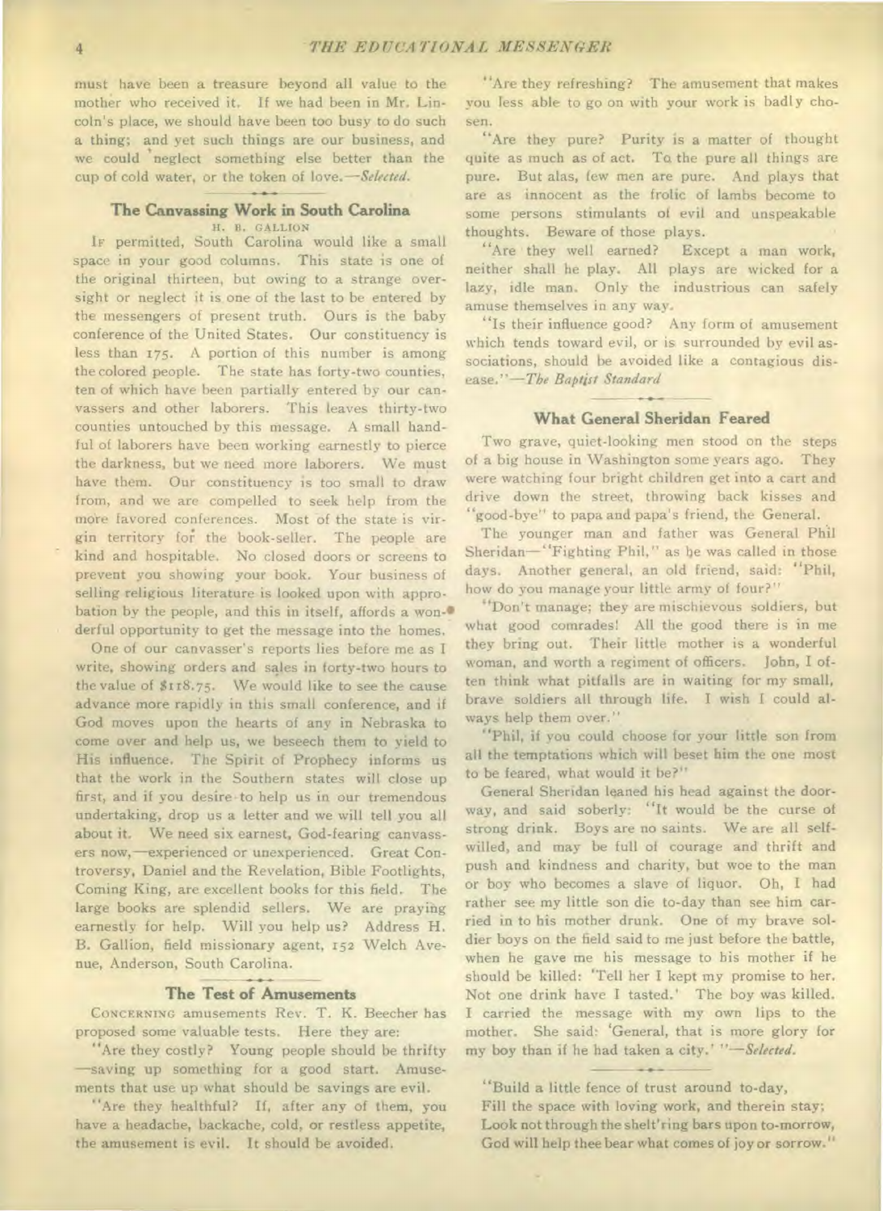must have been a treasure beyond all value to the mother who received it. If we had been in Mr. Lincoln's place, we should have been too busy to do such a thing; and yet such things are our business, and we could neglect something else better than the cup of cold water, or the token of love.—*Selected.*

### The Canvassing Work in South Carolina

H. B. GALLION

IF permitted, South Carolina would like a small space in your good columns. This state is one of the original thirteen, but owing to a strange oversight or neglect it is one of the last to be entered by the messengers of present truth. Ours is the baby conference of the United States. Our constituency is less than 175. A portion of this number is among the colored people. The state has forty-two counties, ten of which have been partially entered by our canvassers and other laborers. This leaves thirty-two counties untouched by this message. A small handful of laborers have been working earnestly to pierce the darkness, but we need more laborers. We must have them. Our constituency is too small to draw from, and we are compelled to seek help from the more favored conferences. Most of the state is virgin territory for the book-seller. The people are kind and hospitable. No closed doors or screens to prevent you showing your book. Your business of selling religious literature is looked upon with approbation by the people, and this in itself, affords a wonderful opportunity to get the message into the homes.

One of our canvasser's reports lies before me as I write, showing orders and sales in forty-two hours to the value of $118.75. We would like to see the cause advance more rapidly in this small conference, and if God moves upon the hearts of any in Nebraska to come over and help us, we beseech them to yield to His influence. The Spirit of Prophecy informs us that the work in the Southern states will close up first, and if you desire to help us in our tremendous undertaking, drop us a letter and we will tell you all about it. We need six earnest, God-fearing canvassers now,—experienced or unexperienced. Great Controversy, Daniel and the Revelation, Bible Footlights, Coming King, are excellent books for this field. The large books are splendid sellers. We are praying earnestly for help. Will you help us? Address H. B. Gallion, field missionary agent, 152 Welch Avenue, Anderson, South Carolina.

### The Test of Amusements

CONCERNING amusements Rev. T. K. Beecher has proposed some valuable tests. Here they are:

"Are they costly? Young people should be thrifty —saving up something for a good start. Amusements that use up what should be savings are evil.

"Are they healthful? If, after any of them, you have a headache, backache, cold, or restless appetite, the amusement is evil. It should be avoided.

"Are they refreshing? The amusement that makes you less able to go on with your work is badly chosen.

"Are they pure? Purity is a matter of thought quite as much as of act. To the pure all things are pure. But alas, few men are pure. And plays that are as innocent as the frolic of lambs become to some persons stimulants of evil and unspeakable thoughts. Beware of those plays.

"Are they well earned? Except a man work, neither shall he play. All plays are wicked for a lazy, idle man. Only the industrious can safely amuse themselves in any way.

"Is their influence good? Any form of amusement which tends toward evil, or is surrounded by evil associations, should be avoided like a contagious disease."—*The Baptist Standard*

### What General Sheridan Feared

Two grave, quiet-looking men stood on the steps of a big house in Washington some years ago. They were watching four bright children get into a cart and drive down the street, throwing back kisses and "good-bye" to papa and papa's friend, the General.

The younger man and father was General Phil Sheridan—"Fighting Phil," as he was called in those days. Another general, an old friend, said: "Phil, how do you manage your little army of four?"

"Don't manage; they are mischievous soldiers, but what good comrades! All the good there is in me they bring out. Their little mother is a wonderful woman, and worth a regiment of officers. John, I often think what pitfalls are in waiting for my small, brave soldiers all through life. I wish I could always help them over."

"Phil, if you could choose for your little son from all the temptations which will beset him the one most to be feared, what would it be?"

General Sheridan leaned his head against the doorway, and said soberly: "It would be the curse of strong drink. Boys are no saints. We are all self-willed, and may be full of courage and thrift and push and kindness and charity, but woe to the man or boy who becomes a slave of liquor. Oh, I had rather see my little son die to-day than see him carried in to his mother drunk. One of my brave soldier boys on the field said to me just before the battle, when he gave me his message to his mother if he should be killed: 'Tell her I kept my promise to her. Not one drink have I tasted.' The boy was killed. I carried the message with my own lips to the mother. She said: 'General, that is more glory for my boy than if he had taken a city.'"—*Selected.*

"Build a little fence of trust around to-day,
Fill the space with loving work, and therein stay;
Look not through the shelt'ring bars upon to-morrow,
God will help thee bear what comes of joy or sorrow."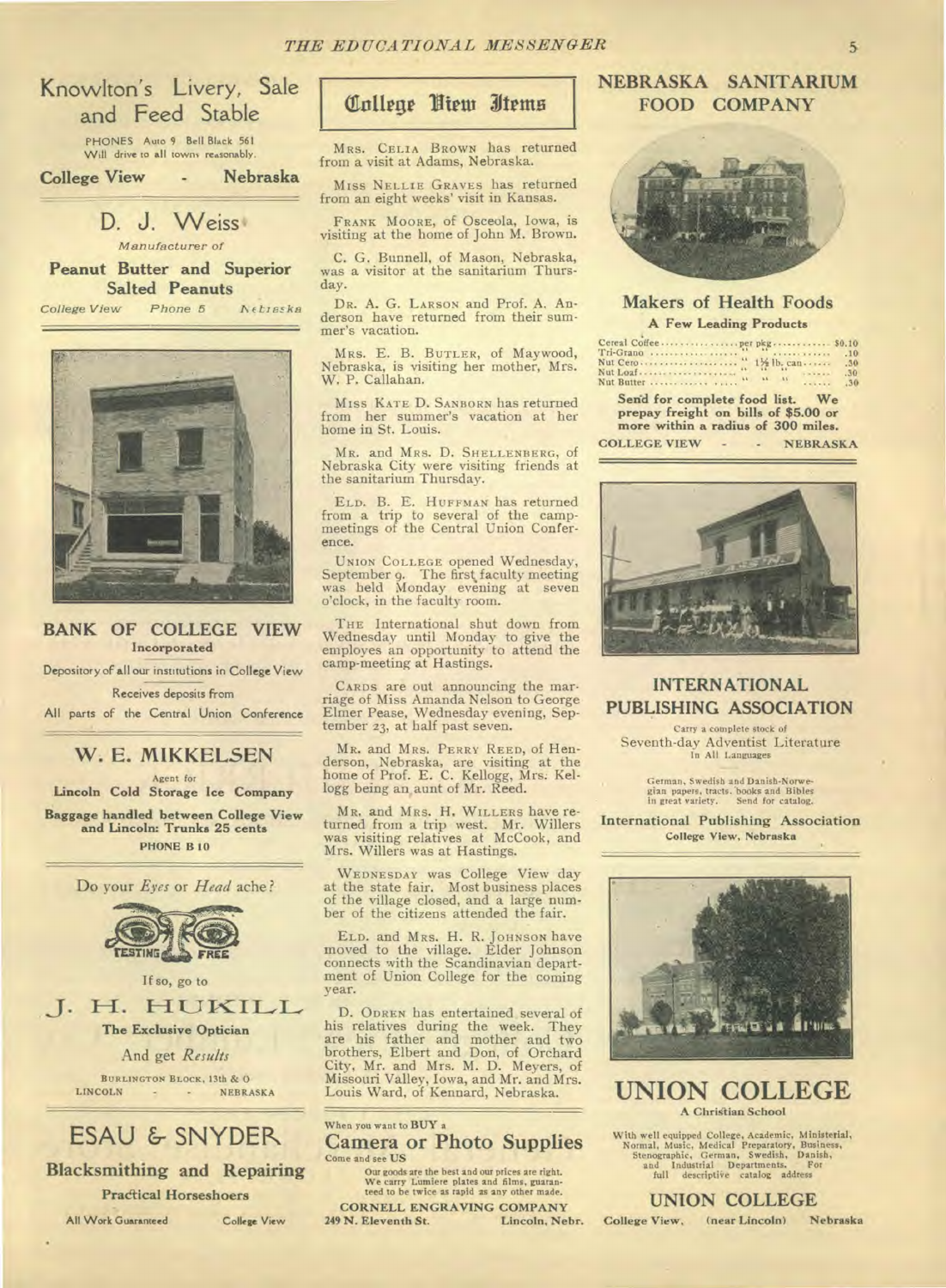## Knowlton's Livery, Sale and Feed Stable

PHONES Auto 9 Bell Black 561
Will drive to all towns reasonably.

**College View - Nebraska**

## D. J. Weiss

*Manufacturer of*

**Peanut Butter and Superior Salted Peanuts**

*College View Phone 5 Nebraska*

## BANK OF COLLEGE VIEW

**Incorporated**

Depository of all our institutions in College View

Receives deposits from

All parts of the Central Union Conference

## W. E. MIKKELSEN

Agent for

**Lincoln Cold Storage Ice Company**

**Baggage handled between College View and Lincoln: Trunks 25 cents**

**PHONE B 10**

Do your *Eyes* or *Head* ache?

TESTING FREE

If so, go to

## J. H. HUKILL

**The Exclusive Optician**

And get *Results*

BURLINGTON BLOCK, 13th & O
LINCOLN - - NEBRASKA

## ESAU & SNYDER

**Blacksmithing and Repairing**

**Practical Horseshoers**

All Work Guaranteed College View

## College View Items

MRS. CELIA BROWN has returned from a visit at Adams, Nebraska.

MISS NELLIE GRAVES has returned from an eight weeks' visit in Kansas.

FRANK MOORE, of Osceola, Iowa, is visiting at the home of John M. Brown.

C. G. Bunnell, of Mason, Nebraska, was a visitor at the sanitarium Thursday.

DR. A. G. LARSON and Prof. A. Anderson have returned from their summer's vacation.

MRS. E. B. BUTLER, of Maywood, Nebraska, is visiting her mother, Mrs. W. P. Callahan.

MISS KATE D. SANBORN has returned from her summer's vacation at her home in St. Louis.

MR. and MRS. D. SHELLENBERG, of Nebraska City were visiting friends at the sanitarium Thursday.

ELD. B. E. HUFFMAN has returned from a trip to several of the camp-meetings of the Central Union Conference.

UNION COLLEGE opened Wednesday, September 9. The first faculty meeting was held Monday evening at seven o'clock, in the faculty room.

THE International shut down from Wednesday until Monday to give the employes an opportunity to attend the camp-meeting at Hastings.

CARDS are out announcing the marriage of Miss Amanda Nelson to George Elmer Pease, Wednesday evening, September 23, at half past seven.

MR. and MRS. PERRY REED, of Henderson, Nebraska, are visiting at the home of Prof. E. C. Kellogg, Mrs. Kellogg being an aunt of Mr. Reed.

MR. and MRS. H. WILLERS have returned from a trip west. Mr. Willers was visiting relatives at McCook, and Mrs. Willers was at Hastings.

WEDNESDAY was College View day at the state fair. Most business places of the village closed, and a large number of the citizens attended the fair.

ELD. and MRS. H. R. JOHNSON have moved to the village. Elder Johnson connects with the Scandinavian department of Union College for the coming year.

D. ODREN has entertained several of his relatives during the week. They are his father and mother and two brothers, Elbert and Don, of Orchard City, Mr. and Mrs. M. D. Meyers, of Missouri Valley, Iowa, and Mr. and Mrs. Louis Ward, of Kennard, Nebraska.

When you want to **BUY** a

## Camera or Photo Supplies

Come and see **US**

Our goods are the best and our prices are right. We carry Lumiere plates and films, guaranteed to be twice as rapid as any other made.

**CORNELL ENGRAVING COMPANY**
**249 N. Eleventh St. Lincoln, Nebr.**

## NEBRASKA SANITARIUM FOOD COMPANY

### Makers of Health Foods

**A Few Leading Products**

| | | |
|---|---|---|
| Cereal Coffee | per pkg | $0.10 |
| Tri-Grano | " " | .10 |
| Nut Cero | " 1½ lb. can | .30 |
| Nut Loaf | " " " | .30 |
| Nut Butter | " " " | .30 |

**Send for complete food list. We prepay freight on bills of $5.00 or more within a radius of 300 miles.**

**COLLEGE VIEW - - NEBRASKA**

## INTERNATIONAL PUBLISHING ASSOCIATION

Carry a complete stock of
Seventh-day Adventist Literature
In All Languages

German, Swedish and Danish-Norwegian papers, tracts, books and Bibles in great variety. Send for catalog.

**International Publishing Association**
**College View, Nebraska**

## UNION COLLEGE

**A Christian School**

With well equipped College, Academic, Ministerial, Normal, Music, Medical Preparatory, Business, Stenographic, German, Swedish, Danish, and Industrial Departments. For full descriptive catalog address

**UNION COLLEGE**

**College View, (near Lincoln) Nebraska**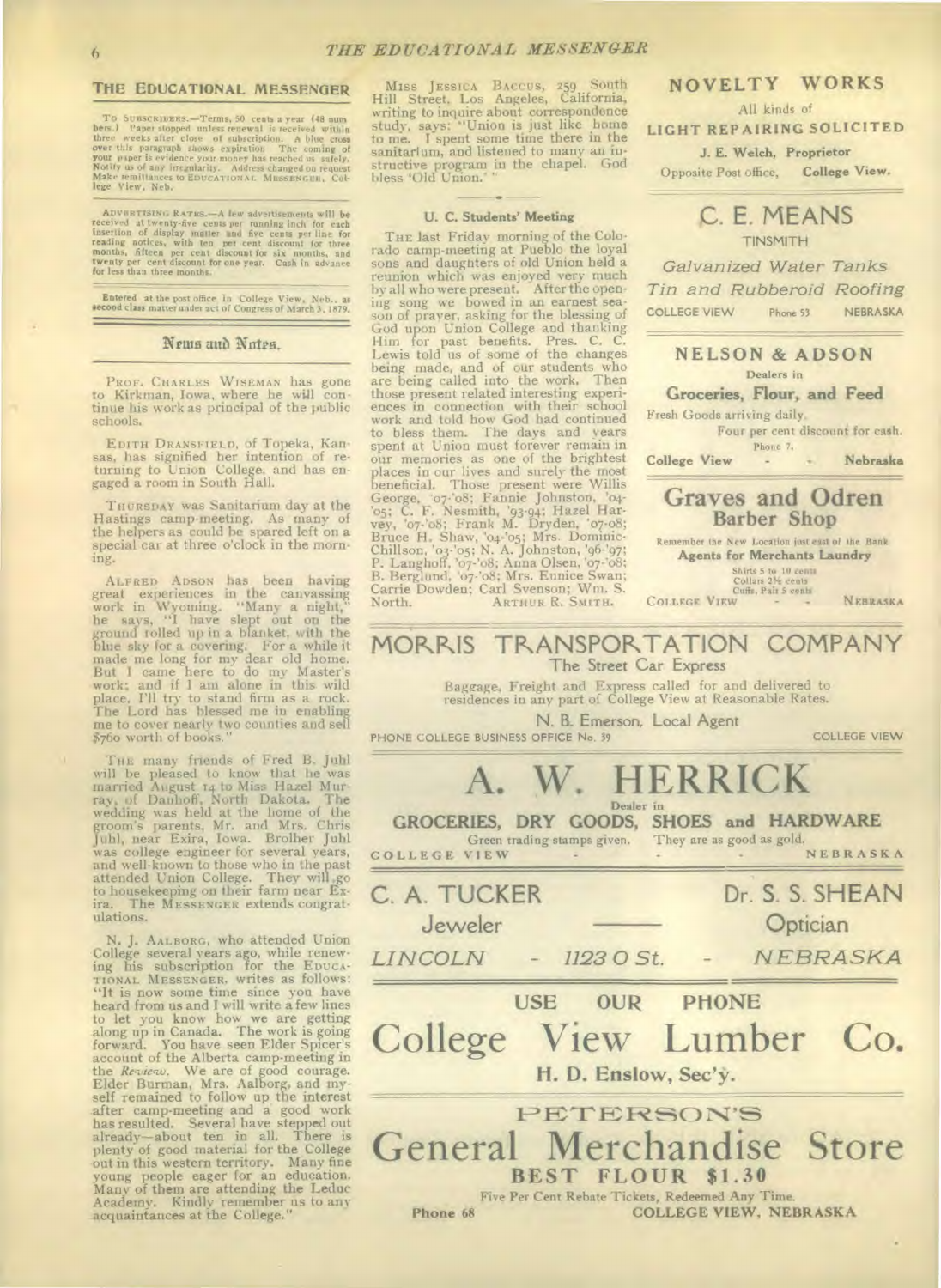## THE EDUCATIONAL MESSENGER

To SUBSCRIBERS.—Terms, 50 cents a year (48 numbers.) Paper stopped unless renewal is received within three weeks after close of subscription. A blue cross over this paragraph shows expiration. The coming of your paper is evidence your money has reached us safely. Notify us of any irregularity. Address changed on request. Make remittances to EDUCATIONAL MESSENGER, College View, Neb.

ADVERTISING RATES.—A few advertisements will be received at twenty-five cents per running inch for each insertion of display matter and five cents per line for reading notices, with ten per cent discount for three months, fifteen per cent discount for six months, and twenty per cent discount for one year. Cash in advance for less than three months.

Entered at the post office in College View, Neb., as second class matter under act of Congress of March 3, 1879.

## News and Notes.

PROF. CHARLES WISEMAN has gone to Kirkman, Iowa, where he will continue his work as principal of the public schools.

EDITH DRANSFIELD, of Topeka, Kansas, has signified her intention of returning to Union College, and has engaged a room in South Hall.

THURSDAY was Sanitarium day at the Hastings camp-meeting. As many of the helpers as could be spared left on a special car at three o'clock in the morning.

ALFRED ADSON has been having great experiences in the canvassing work in Wyoming. "Many a night," he says, "I have slept out on the ground rolled up in a blanket, with the blue sky for a covering. For a while it made me long for my dear old home. But I came here to do my Master's work; and if I am alone in this wild place, I'll try to stand firm as a rock. The Lord has blessed me in enabling me to cover nearly two counties and sell $760 worth of books."

THE many friends of Fred B. Juhl will be pleased to know that he was married August 14 to Miss Hazel Murray, of Danhoff, North Dakota. The wedding was held at the home of the groom's parents, Mr. and Mrs. Chris Juhl, near Exira, Iowa. Brother Juhl was college engineer for several years, and well-known to those who in the past attended Union College. They will go to housekeeping on their farm near Exira. The MESSENGER extends congratulations.

N. J. AALBORG, who attended Union College several years ago, while renewing his subscription for the EDUCATIONAL MESSENGER, writes as follows: "It is now some time since you have heard from us and I will write a few lines to let you know how we are getting along up in Canada. The work is going forward. You have seen Elder Spicer's account of the Alberta camp-meeting in the *Review*. We are of good courage. Elder Burman, Mrs. Aalborg, and myself remained to follow up the interest after camp-meeting and a good work has resulted. Several have stepped out already—about ten in all. There is plenty of good material for the College out in this western territory. Many fine young people eager for an education. Many of them are attending the Leduc Academy. Kindly remember us to any acquaintances at the College."

MISS JESSICA BACCUS, 259 South Hill Street, Los Angeles, California, writing to inquire about correspondence study, says: "Union is just like home to me. I spent some time there in the sanitarium, and listened to many an instructive program in the chapel. God bless 'Old Union.'"

### U. C. Students' Meeting

THE last Friday morning of the Colorado camp-meeting at Pueblo the loyal sons and daughters of old Union held a reunion which was enjoyed very much by all who were present. After the opening song we bowed in an earnest season of prayer, asking for the blessing of God upon Union College and thanking Him for past benefits. Pres. C. C. Lewis told us of some of the changes being made, and of our students who are being called into the work. Then those present related interesting experiences in connection with their school work and told how God had continued to bless them. The days and years spent at Union must forever remain in our memories as one of the brightest places in our lives and surely the most beneficial. Those present were Willis George, '07-'08; Fannie Johnston, '04-'05; C. F. Nesmith, '93-94; Hazel Harvey, '07-'08; Frank M. Dryden, '07-08; Bruce H. Shaw, '04-'05; Mrs. Dominic-Chillson, '03-'05; N. A. Johnston, '96-'97; P. Langhoff, '07-'08; Anna Olsen, '07-'08; B. Berglund, '07-'08; Mrs. Eunice Swan; Carrie Dowden; Carl Svenson; Wm. S. North.

ARTHUR R. SMITH.

---

**NOVELTY WORKS**
All kinds of
**LIGHT REPAIRING SOLICITED**
J. E. Welch, Proprietor
Opposite Post office, College View.

**C. E. MEANS**
TINSMITH
*Galvanized Water Tanks*
*Tin and Rubberoid Roofing*
COLLEGE VIEW Phone 53 NEBRASKA

**NELSON & ADSON**
Dealers in
**Groceries, Flour, and Feed**
Fresh Goods arriving daily.
Four per cent discount for cash.
Phone 7.
College View - - Nebraska

**Graves and Odren**
**Barber Shop**
Remember the New Location just east of the Bank
**Agents for Merchants Laundry**
Shirts 5 to 10 cents
Collars 2½ cents
Cuffs, Pair 5 cents
COLLEGE VIEW - - NEBRASKA

**MORRIS TRANSPORTATION COMPANY**
**The Street Car Express**
Baggage, Freight and Express called for and delivered to residences in any part of College View at Reasonable Rates.
N. B. Emerson, Local Agent
PHONE COLLEGE BUSINESS OFFICE No. 39 COLLEGE VIEW

**A. W. HERRICK**
Dealer in
**GROCERIES, DRY GOODS, SHOES and HARDWARE**
Green trading stamps given. They are as good as gold.
COLLEGE VIEW - - - NEBRASKA

**C. A. TUCKER** — Jeweler
**Dr. S. S. SHEAN** — Optician
*LINCOLN - 1123 O St. - NEBRASKA*

**USE OUR PHONE**
**College View Lumber Co.**
H. D. Enslow, Sec'y.

**PETERSON'S**
**General Merchandise Store**
**BEST FLOUR $1.30**
Five Per Cent Rebate Tickets, Redeemed Any Time.
Phone 68 COLLEGE VIEW, NEBRASKA